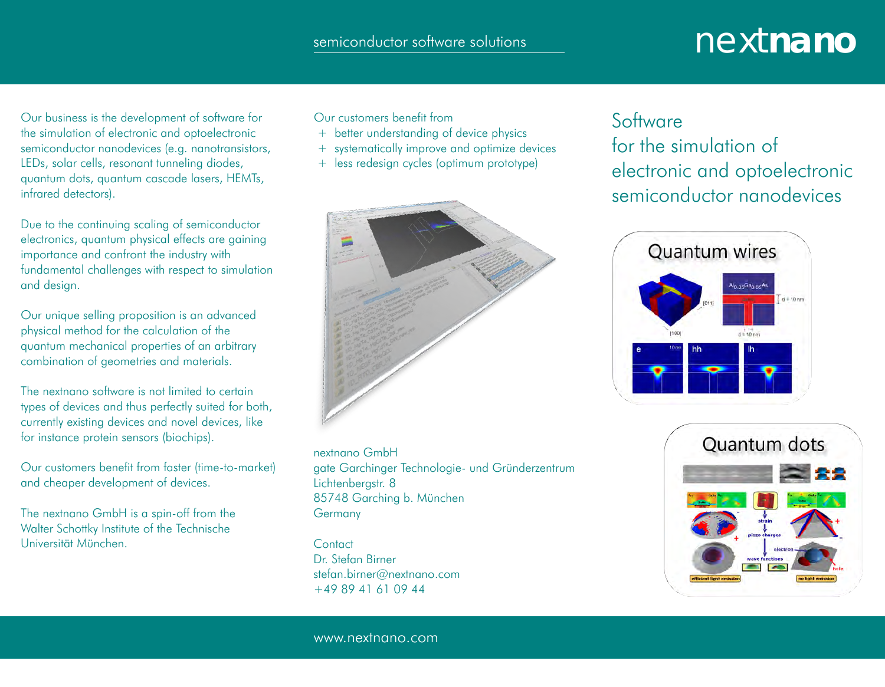semiconductor software solutions

# nextnano

Our business is the development of software for the simulation of electronic and optoelectronic semiconductor nanodevices (e.g. nanotransistors, LEDs, solar cells, resonant tunneling diodes, quantum dots, quantum cascade lasers, HEMTs, infrared detectors).

Due to the continuing scaling of semiconductor electronics, quantum physical effects are gaining importance and confront the industry with fundamental challenges with respect to simulation and design.

Our unique selling proposition is an advanced physical method for the calculation of the quantum mechanical properties of an arbitrary combination of geometries and materials.

The nextnano software is not limited to certain types of devices and thus perfectly suited for both, currently existing devices and novel devices, like for instance protein sensors (biochips).

Our customers benefit from faster (time-to-market) and cheaper development of devices.

The nextnano GmbH is a spin-off from the Walter Schottky Institute of the Technische Universität München.

Our customers benefit from

+ better understanding of device physics
+ systematically improve and optimize devices
+ less redesign cycles (optimum prototype)

nextnano GmbH
gate Garchinger Technologie- und Gründerzentrum
Lichtenbergstr. 8
85748 Garching b. München
Germany

Contact
Dr. Stefan Birner
stefan.birner@nextnano.com
+49 89 41 61 09 44

## Software for the simulation of electronic and optoelectronic semiconductor nanodevices

Quantum wires

Quantum dots

www.nextnano.com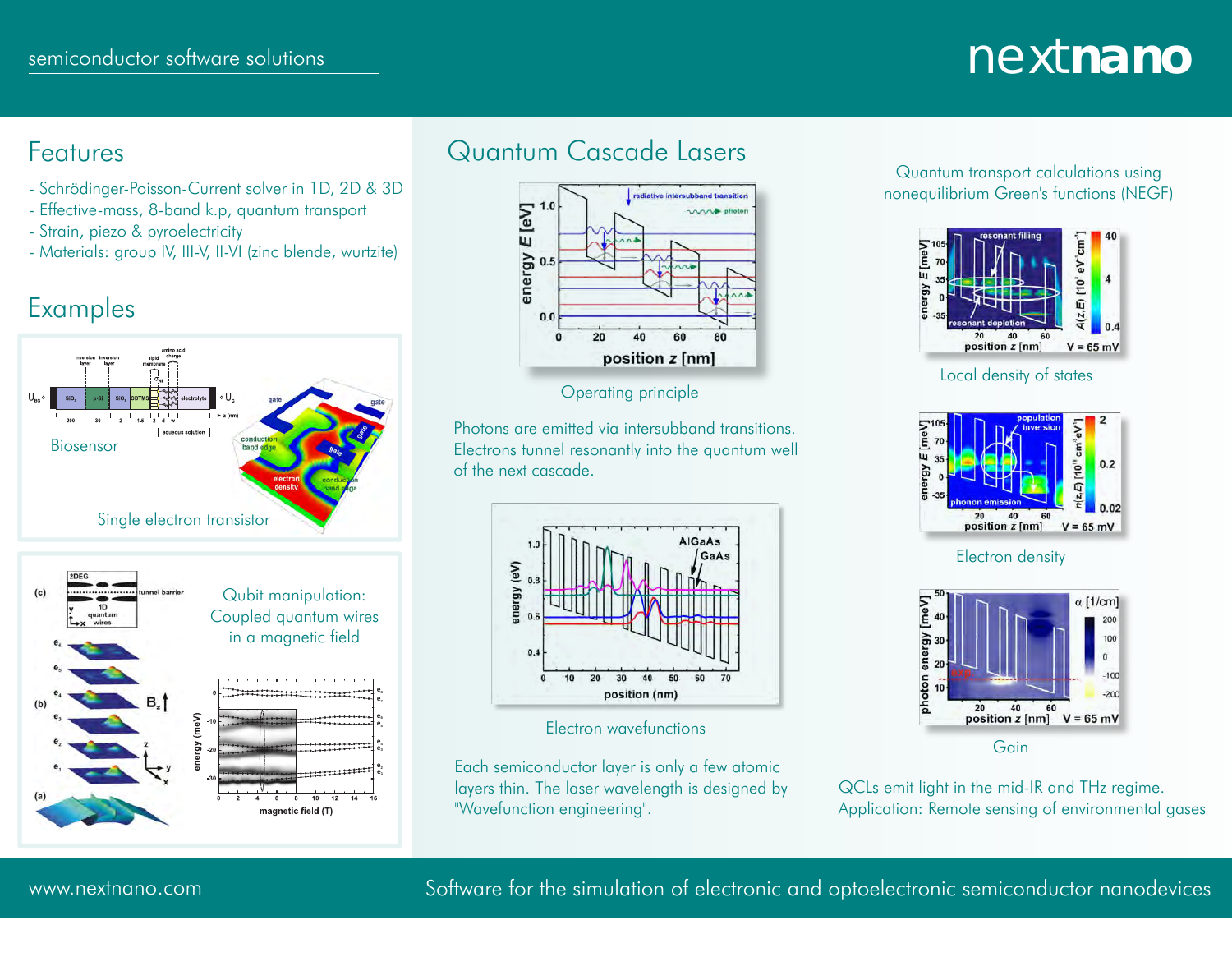semiconductor software solutions

nextnano

## Features

- Schrödinger-Poisson-Current solver in 1D, 2D & 3D
- Effective-mass, 8-band k.p, quantum transport
- Strain, piezo & pyroelectricity
- Materials: group IV, III-V, II-VI (zinc blende, wurtzite)

## Examples

Biosensor

Single electron transistor

Qubit manipulation:
Coupled quantum wires
in a magnetic field

## Quantum Cascade Lasers

Operating principle

Photons are emitted via intersubband transitions. Electrons tunnel resonantly into the quantum well of the next cascade.

Electron wavefunctions

Each semiconductor layer is only a few atomic layers thin. The laser wavelength is designed by "Wavefunction engineering".

Quantum transport calculations using nonequilibrium Green's functions (NEGF)

Local density of states

Electron density

Gain

QCLs emit light in the mid-IR and THz regime.
Application: Remote sensing of environmental gases

www.nextnano.com

Software for the simulation of electronic and optoelectronic semiconductor nanodevices